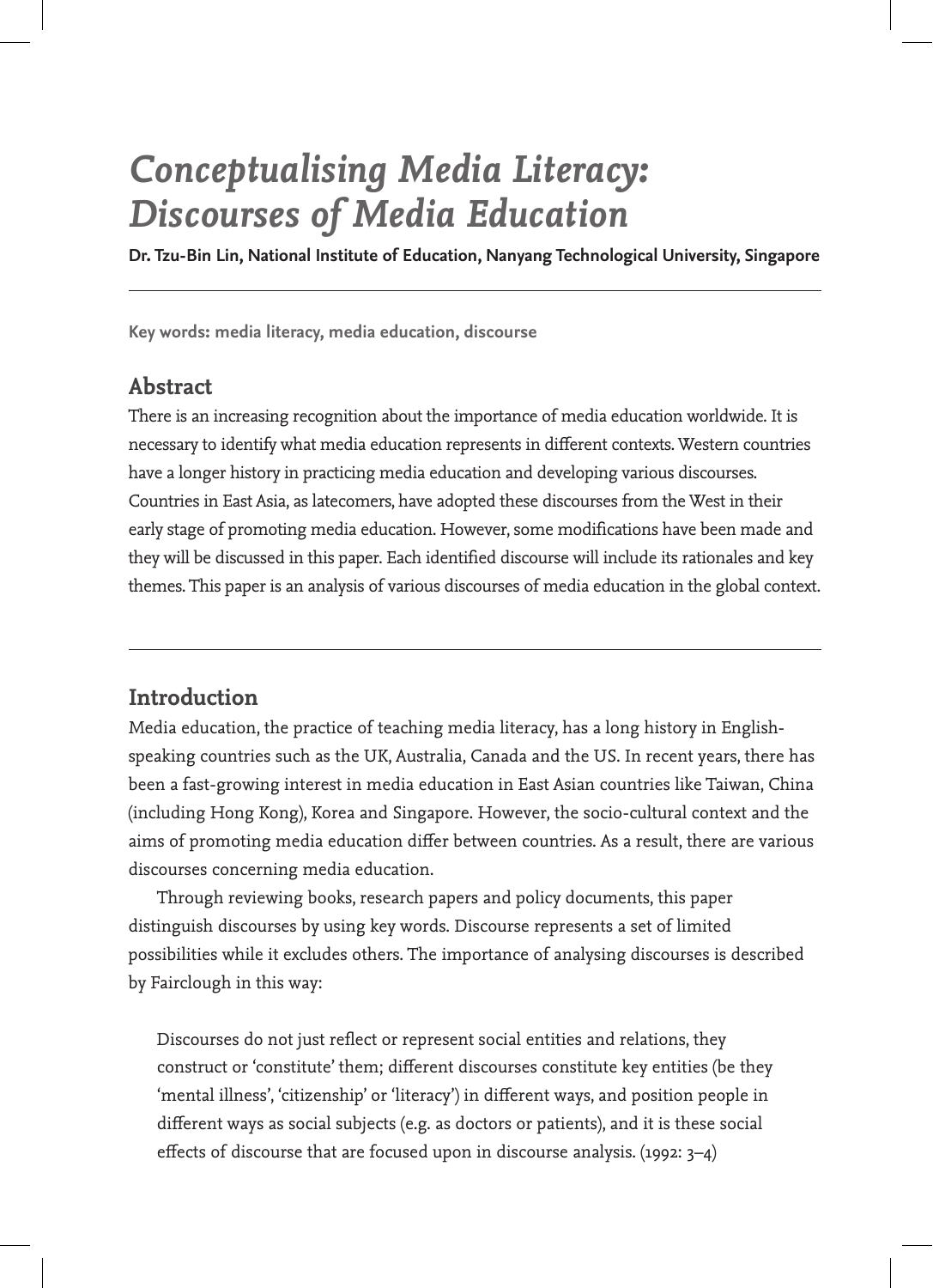# *Conceptualising Media Literacy: Discourses of Media Education*

**Dr. Tzu-Bin Lin, National Institute of Education, Nanyang Technological University, Singapore**

**Key words: media literacy, media education, discourse**

## Abstract

There is an increasing recognition about the importance of media education worldwide. It is necessary to identify what media education represents in different contexts. Western countries have a longer history in practicing media education and developing various discourses. Countries in East Asia, as latecomers, have adopted these discourses from the West in their early stage of promoting media education. However, some modifications have been made and they will be discussed in this paper. Each identified discourse will include its rationales and key themes. This paper is an analysis of various discourses of media education in the global context.

## Introduction

Media education, the practice of teaching media literacy, has a long history in English-speaking countries such as the UK, Australia, Canada and the US. In recent years, there has been a fast-growing interest in media education in East Asian countries like Taiwan, China (including Hong Kong), Korea and Singapore. However, the socio-cultural context and the aims of promoting media education differ between countries. As a result, there are various discourses concerning media education.

Through reviewing books, research papers and policy documents, this paper distinguish discourses by using key words. Discourse represents a set of limited possibilities while it excludes others. The importance of analysing discourses is described by Fairclough in this way:

> Discourses do not just reflect or represent social entities and relations, they construct or 'constitute' them; different discourses constitute key entities (be they 'mental illness', 'citizenship' or 'literacy') in different ways, and position people in different ways as social subjects (e.g. as doctors or patients), and it is these social effects of discourse that are focused upon in discourse analysis. (1992: 3–4)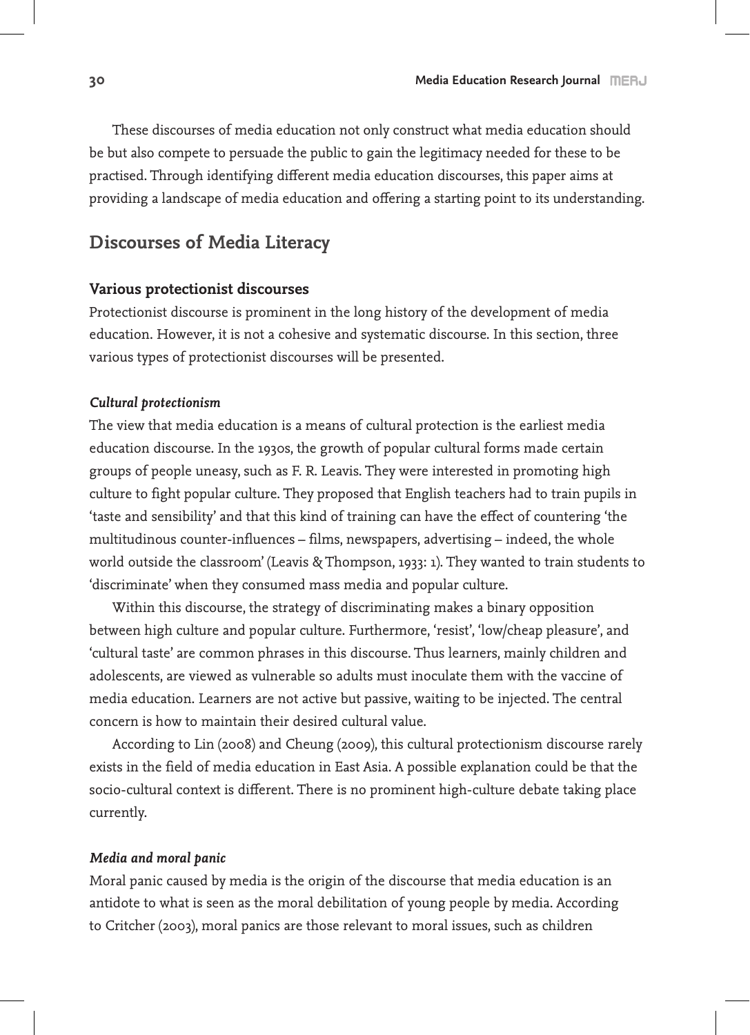These discourses of media education not only construct what media education should be but also compete to persuade the public to gain the legitimacy needed for these to be practised. Through identifying different media education discourses, this paper aims at providing a landscape of media education and offering a starting point to its understanding.

## Discourses of Media Literacy

### Various protectionist discourses

Protectionist discourse is prominent in the long history of the development of media education. However, it is not a cohesive and systematic discourse. In this section, three various types of protectionist discourses will be presented.

#### *Cultural protectionism*

The view that media education is a means of cultural protection is the earliest media education discourse. In the 1930s, the growth of popular cultural forms made certain groups of people uneasy, such as F. R. Leavis. They were interested in promoting high culture to fight popular culture. They proposed that English teachers had to train pupils in 'taste and sensibility' and that this kind of training can have the effect of countering 'the multitudinous counter-influences – films, newspapers, advertising – indeed, the whole world outside the classroom' (Leavis & Thompson, 1933: 1). They wanted to train students to 'discriminate' when they consumed mass media and popular culture.

Within this discourse, the strategy of discriminating makes a binary opposition between high culture and popular culture. Furthermore, 'resist', 'low/cheap pleasure', and 'cultural taste' are common phrases in this discourse. Thus learners, mainly children and adolescents, are viewed as vulnerable so adults must inoculate them with the vaccine of media education. Learners are not active but passive, waiting to be injected. The central concern is how to maintain their desired cultural value.

According to Lin (2008) and Cheung (2009), this cultural protectionism discourse rarely exists in the field of media education in East Asia. A possible explanation could be that the socio-cultural context is different. There is no prominent high-culture debate taking place currently.

#### *Media and moral panic*

Moral panic caused by media is the origin of the discourse that media education is an antidote to what is seen as the moral debilitation of young people by media. According to Critcher (2003), moral panics are those relevant to moral issues, such as children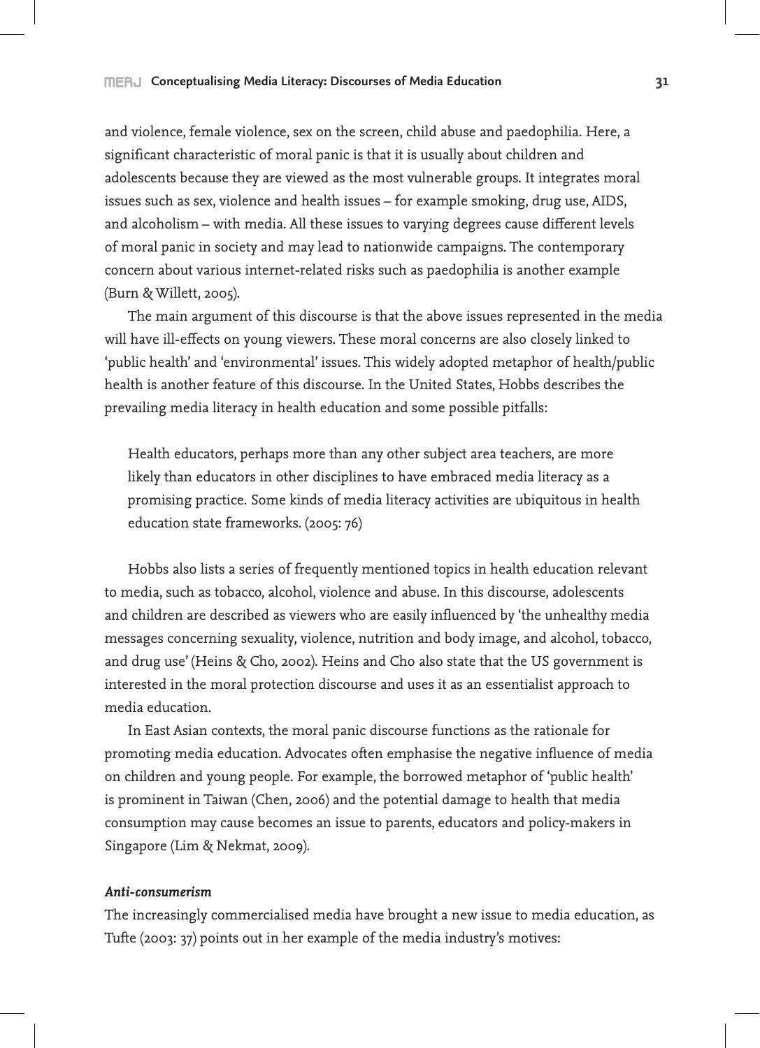and violence, female violence, sex on the screen, child abuse and paedophilia. Here, a significant characteristic of moral panic is that it is usually about children and adolescents because they are viewed as the most vulnerable groups. It integrates moral issues such as sex, violence and health issues – for example smoking, drug use, AIDS, and alcoholism – with media. All these issues to varying degrees cause different levels of moral panic in society and may lead to nationwide campaigns. The contemporary concern about various internet-related risks such as paedophilia is another example (Burn & Willett, 2005).

The main argument of this discourse is that the above issues represented in the media will have ill-effects on young viewers. These moral concerns are also closely linked to 'public health' and 'environmental' issues. This widely adopted metaphor of health/public health is another feature of this discourse. In the United States, Hobbs describes the prevailing media literacy in health education and some possible pitfalls:

> Health educators, perhaps more than any other subject area teachers, are more likely than educators in other disciplines to have embraced media literacy as a promising practice. Some kinds of media literacy activities are ubiquitous in health education state frameworks. (2005: 76)

Hobbs also lists a series of frequently mentioned topics in health education relevant to media, such as tobacco, alcohol, violence and abuse. In this discourse, adolescents and children are described as viewers who are easily influenced by 'the unhealthy media messages concerning sexuality, violence, nutrition and body image, and alcohol, tobacco, and drug use' (Heins & Cho, 2002). Heins and Cho also state that the US government is interested in the moral protection discourse and uses it as an essentialist approach to media education.

In East Asian contexts, the moral panic discourse functions as the rationale for promoting media education. Advocates often emphasise the negative influence of media on children and young people. For example, the borrowed metaphor of 'public health' is prominent in Taiwan (Chen, 2006) and the potential damage to health that media consumption may cause becomes an issue to parents, educators and policy-makers in Singapore (Lim & Nekmat, 2009).

***Anti-consumerism***

The increasingly commercialised media have brought a new issue to media education, as Tufte (2003: 37) points out in her example of the media industry's motives: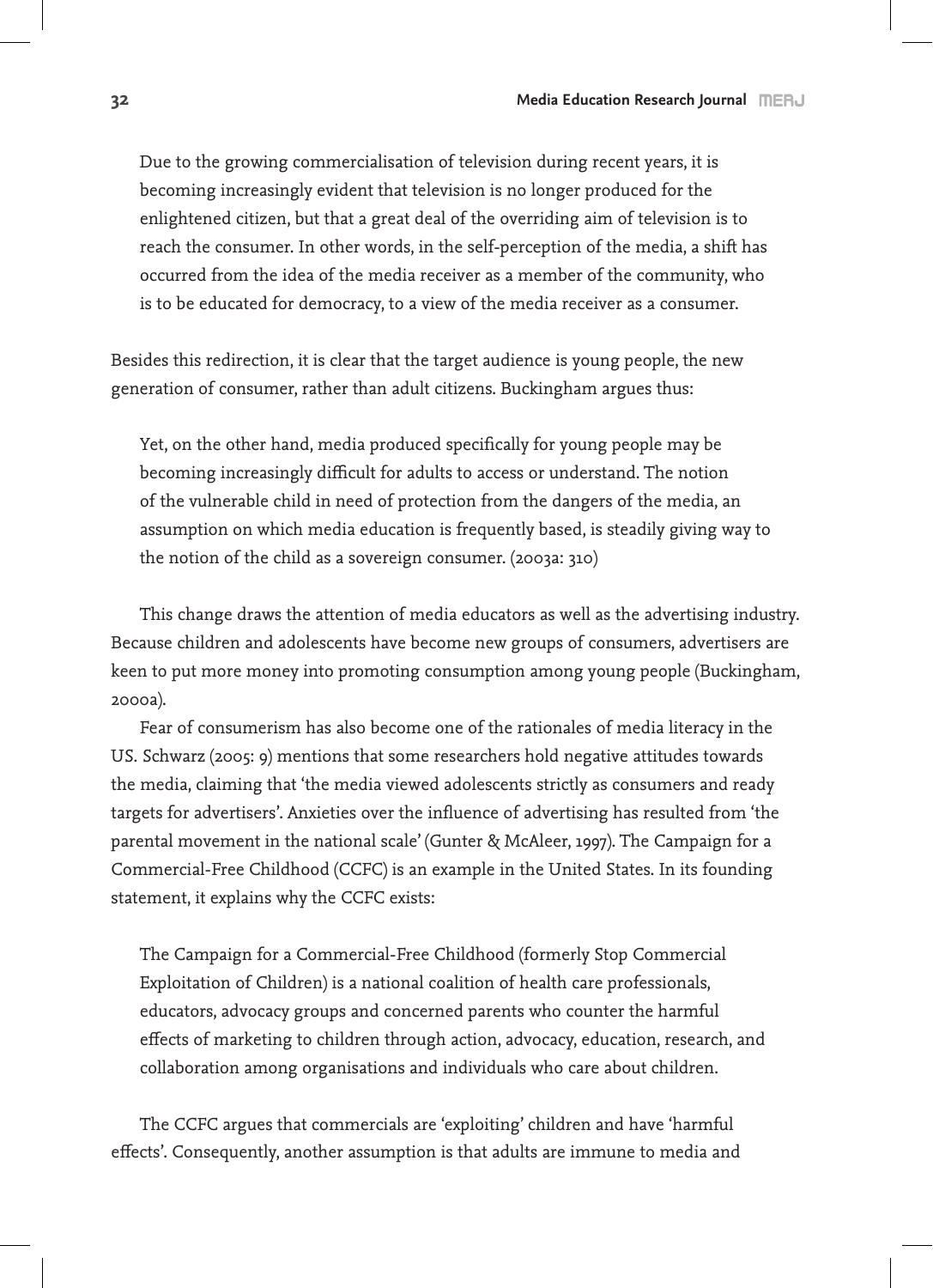> Due to the growing commercialisation of television during recent years, it is becoming increasingly evident that television is no longer produced for the enlightened citizen, but that a great deal of the overriding aim of television is to reach the consumer. In other words, in the self-perception of the media, a shift has occurred from the idea of the media receiver as a member of the community, who is to be educated for democracy, to a view of the media receiver as a consumer.

Besides this redirection, it is clear that the target audience is young people, the new generation of consumer, rather than adult citizens. Buckingham argues thus:

> Yet, on the other hand, media produced specifically for young people may be becoming increasingly difficult for adults to access or understand. The notion of the vulnerable child in need of protection from the dangers of the media, an assumption on which media education is frequently based, is steadily giving way to the notion of the child as a sovereign consumer. (2003a: 310)

This change draws the attention of media educators as well as the advertising industry. Because children and adolescents have become new groups of consumers, advertisers are keen to put more money into promoting consumption among young people (Buckingham, 2000a).

Fear of consumerism has also become one of the rationales of media literacy in the US. Schwarz (2005: 9) mentions that some researchers hold negative attitudes towards the media, claiming that 'the media viewed adolescents strictly as consumers and ready targets for advertisers'. Anxieties over the influence of advertising has resulted from 'the parental movement in the national scale' (Gunter & McAleer, 1997). The Campaign for a Commercial-Free Childhood (CCFC) is an example in the United States. In its founding statement, it explains why the CCFC exists:

> The Campaign for a Commercial-Free Childhood (formerly Stop Commercial Exploitation of Children) is a national coalition of health care professionals, educators, advocacy groups and concerned parents who counter the harmful effects of marketing to children through action, advocacy, education, research, and collaboration among organisations and individuals who care about children.

The CCFC argues that commercials are 'exploiting' children and have 'harmful effects'. Consequently, another assumption is that adults are immune to media and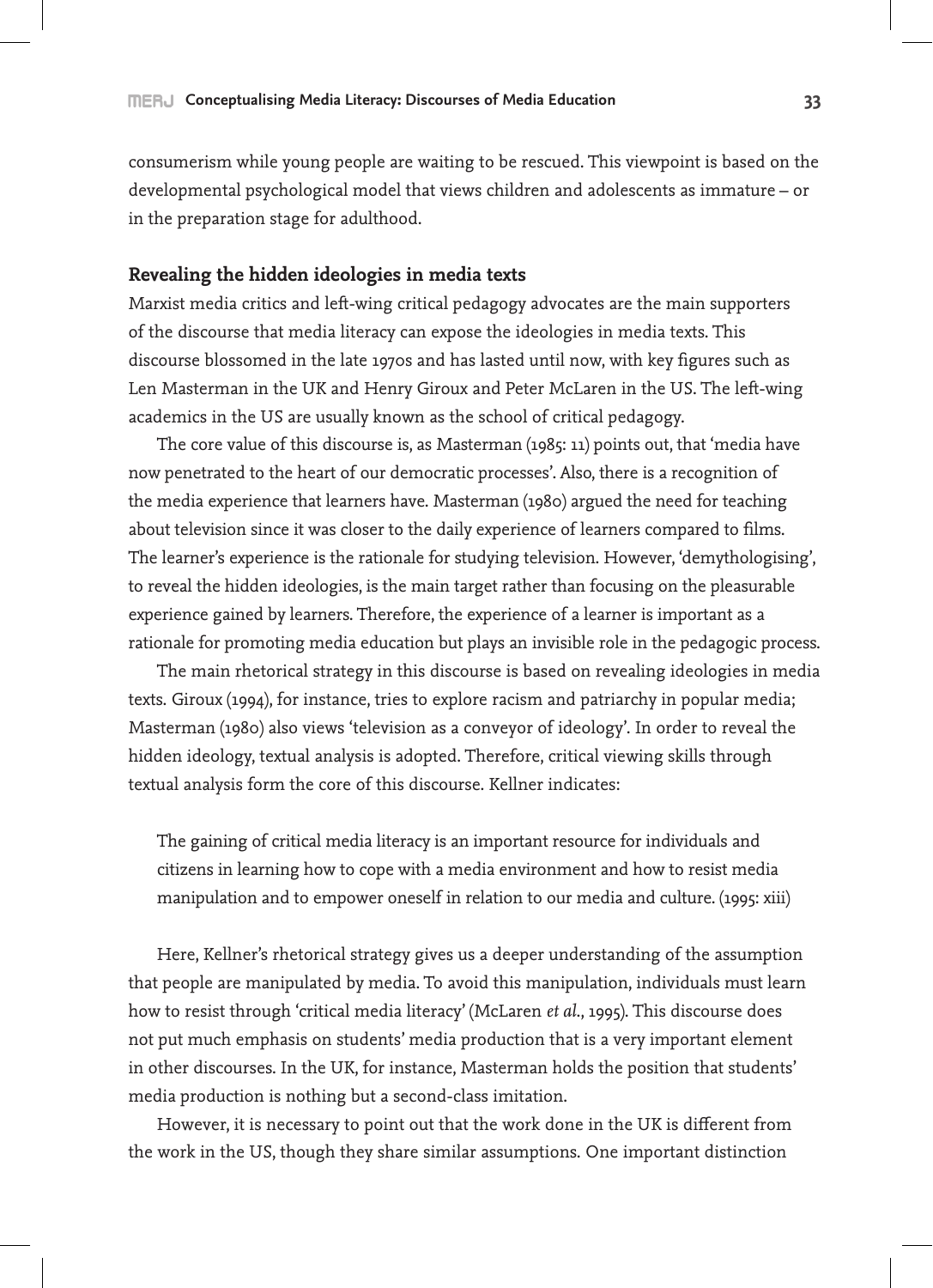consumerism while young people are waiting to be rescued. This viewpoint is based on the developmental psychological model that views children and adolescents as immature – or in the preparation stage for adulthood.

### Revealing the hidden ideologies in media texts

Marxist media critics and left-wing critical pedagogy advocates are the main supporters of the discourse that media literacy can expose the ideologies in media texts. This discourse blossomed in the late 1970s and has lasted until now, with key figures such as Len Masterman in the UK and Henry Giroux and Peter McLaren in the US. The left-wing academics in the US are usually known as the school of critical pedagogy.

The core value of this discourse is, as Masterman (1985: 11) points out, that 'media have now penetrated to the heart of our democratic processes'. Also, there is a recognition of the media experience that learners have. Masterman (1980) argued the need for teaching about television since it was closer to the daily experience of learners compared to films. The learner's experience is the rationale for studying television. However, 'demythologising', to reveal the hidden ideologies, is the main target rather than focusing on the pleasurable experience gained by learners. Therefore, the experience of a learner is important as a rationale for promoting media education but plays an invisible role in the pedagogic process.

The main rhetorical strategy in this discourse is based on revealing ideologies in media texts. Giroux (1994), for instance, tries to explore racism and patriarchy in popular media; Masterman (1980) also views 'television as a conveyor of ideology'. In order to reveal the hidden ideology, textual analysis is adopted. Therefore, critical viewing skills through textual analysis form the core of this discourse. Kellner indicates:

> The gaining of critical media literacy is an important resource for individuals and citizens in learning how to cope with a media environment and how to resist media manipulation and to empower oneself in relation to our media and culture. (1995: xiii)

Here, Kellner's rhetorical strategy gives us a deeper understanding of the assumption that people are manipulated by media. To avoid this manipulation, individuals must learn how to resist through 'critical media literacy' (McLaren *et al.*, 1995). This discourse does not put much emphasis on students' media production that is a very important element in other discourses. In the UK, for instance, Masterman holds the position that students' media production is nothing but a second-class imitation.

However, it is necessary to point out that the work done in the UK is different from the work in the US, though they share similar assumptions. One important distinction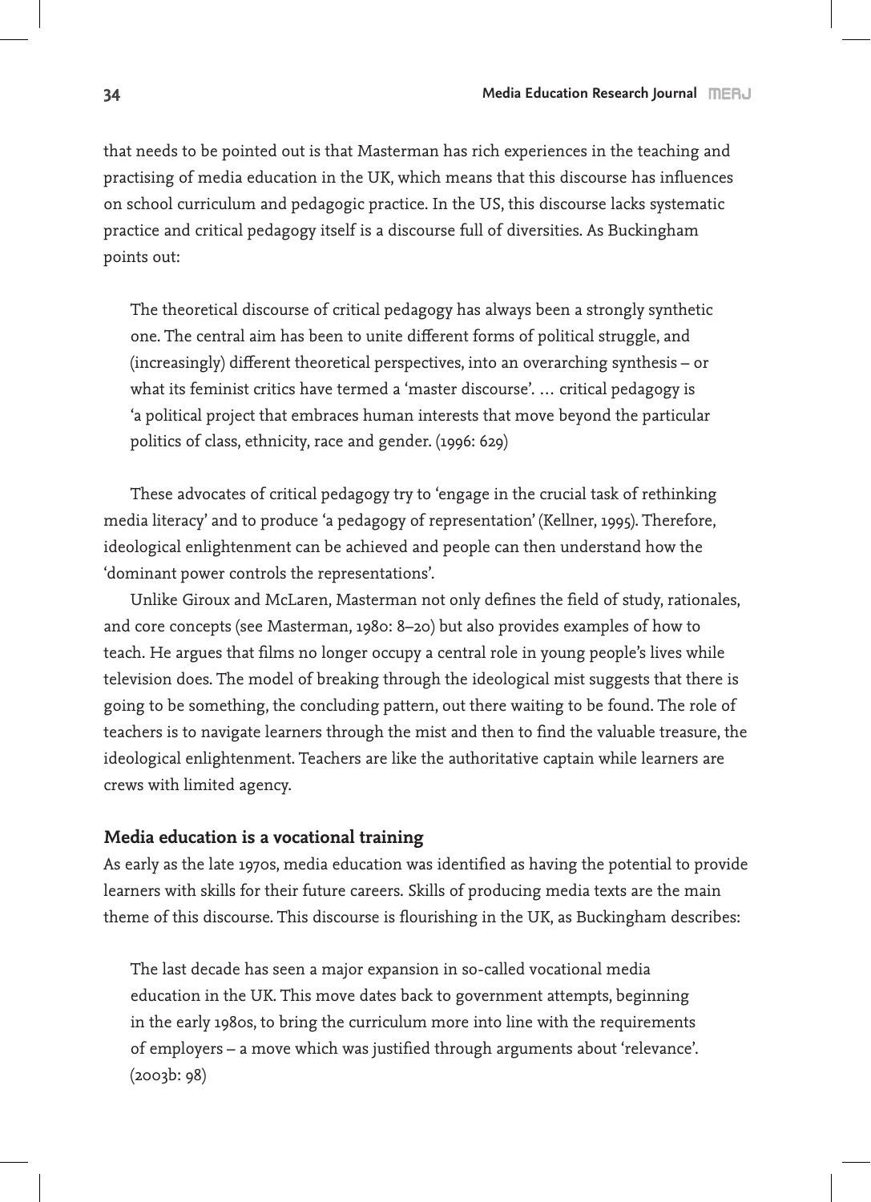that needs to be pointed out is that Masterman has rich experiences in the teaching and practising of media education in the UK, which means that this discourse has influences on school curriculum and pedagogic practice. In the US, this discourse lacks systematic practice and critical pedagogy itself is a discourse full of diversities. As Buckingham points out:

> The theoretical discourse of critical pedagogy has always been a strongly synthetic one. The central aim has been to unite different forms of political struggle, and (increasingly) different theoretical perspectives, into an overarching synthesis – or what its feminist critics have termed a 'master discourse'. … critical pedagogy is 'a political project that embraces human interests that move beyond the particular politics of class, ethnicity, race and gender. (1996: 629)

These advocates of critical pedagogy try to 'engage in the crucial task of rethinking media literacy' and to produce 'a pedagogy of representation' (Kellner, 1995). Therefore, ideological enlightenment can be achieved and people can then understand how the 'dominant power controls the representations'.

Unlike Giroux and McLaren, Masterman not only defines the field of study, rationales, and core concepts (see Masterman, 1980: 8–20) but also provides examples of how to teach. He argues that films no longer occupy a central role in young people's lives while television does. The model of breaking through the ideological mist suggests that there is going to be something, the concluding pattern, out there waiting to be found. The role of teachers is to navigate learners through the mist and then to find the valuable treasure, the ideological enlightenment. Teachers are like the authoritative captain while learners are crews with limited agency.

### Media education is a vocational training

As early as the late 1970s, media education was identified as having the potential to provide learners with skills for their future careers. Skills of producing media texts are the main theme of this discourse. This discourse is flourishing in the UK, as Buckingham describes:

> The last decade has seen a major expansion in so-called vocational media education in the UK. This move dates back to government attempts, beginning in the early 1980s, to bring the curriculum more into line with the requirements of employers – a move which was justified through arguments about 'relevance'. (2003b: 98)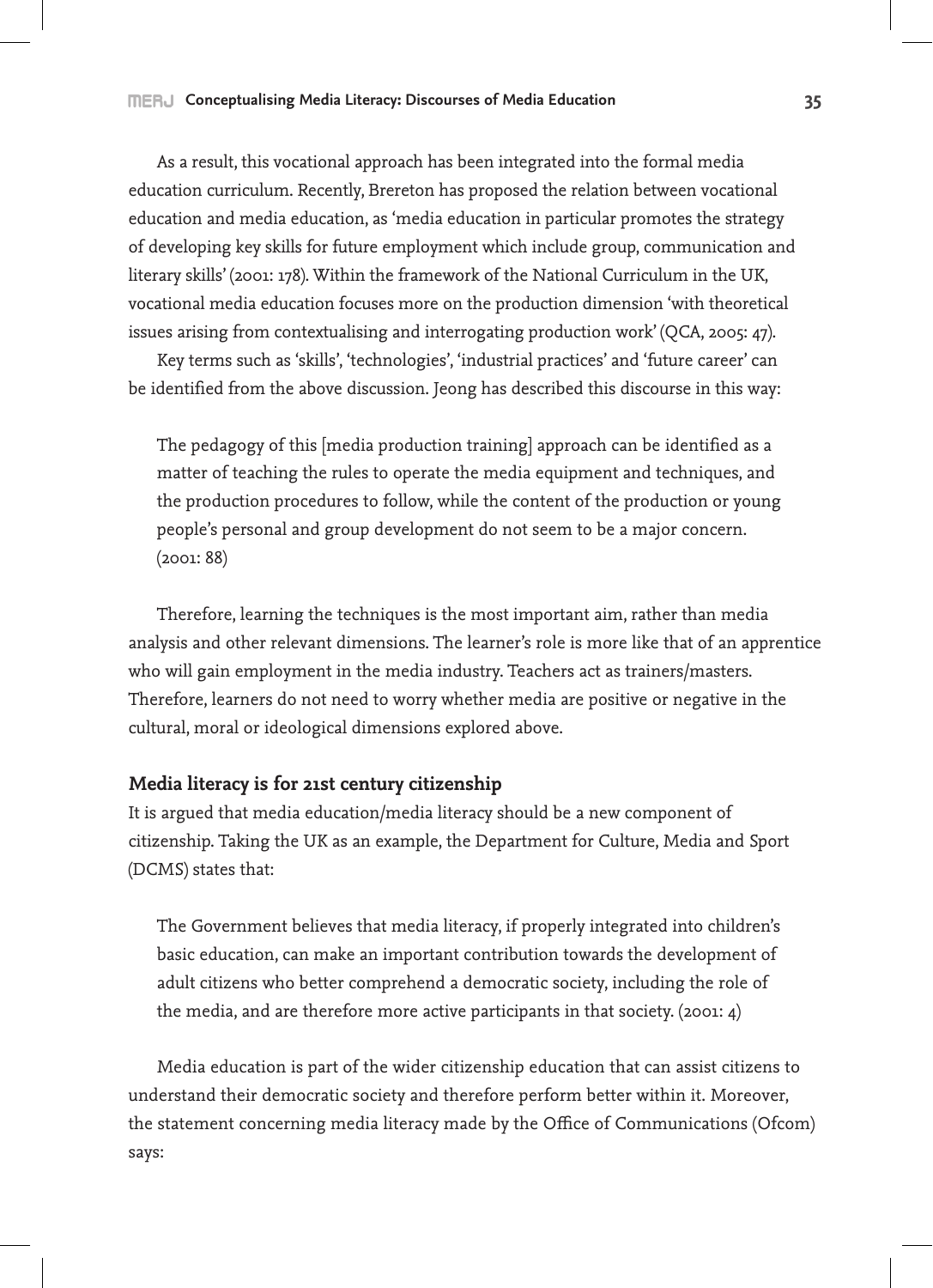As a result, this vocational approach has been integrated into the formal media education curriculum. Recently, Brereton has proposed the relation between vocational education and media education, as 'media education in particular promotes the strategy of developing key skills for future employment which include group, communication and literary skills' (2001: 178). Within the framework of the National Curriculum in the UK, vocational media education focuses more on the production dimension 'with theoretical issues arising from contextualising and interrogating production work' (QCA, 2005: 47).

Key terms such as 'skills', 'technologies', 'industrial practices' and 'future career' can be identified from the above discussion. Jeong has described this discourse in this way:

> The pedagogy of this [media production training] approach can be identified as a matter of teaching the rules to operate the media equipment and techniques, and the production procedures to follow, while the content of the production or young people's personal and group development do not seem to be a major concern. (2001: 88)

Therefore, learning the techniques is the most important aim, rather than media analysis and other relevant dimensions. The learner's role is more like that of an apprentice who will gain employment in the media industry. Teachers act as trainers/masters. Therefore, learners do not need to worry whether media are positive or negative in the cultural, moral or ideological dimensions explored above.

### Media literacy is for 21st century citizenship

It is argued that media education/media literacy should be a new component of citizenship. Taking the UK as an example, the Department for Culture, Media and Sport (DCMS) states that:

> The Government believes that media literacy, if properly integrated into children's basic education, can make an important contribution towards the development of adult citizens who better comprehend a democratic society, including the role of the media, and are therefore more active participants in that society. (2001: 4)

Media education is part of the wider citizenship education that can assist citizens to understand their democratic society and therefore perform better within it. Moreover, the statement concerning media literacy made by the Office of Communications (Ofcom) says: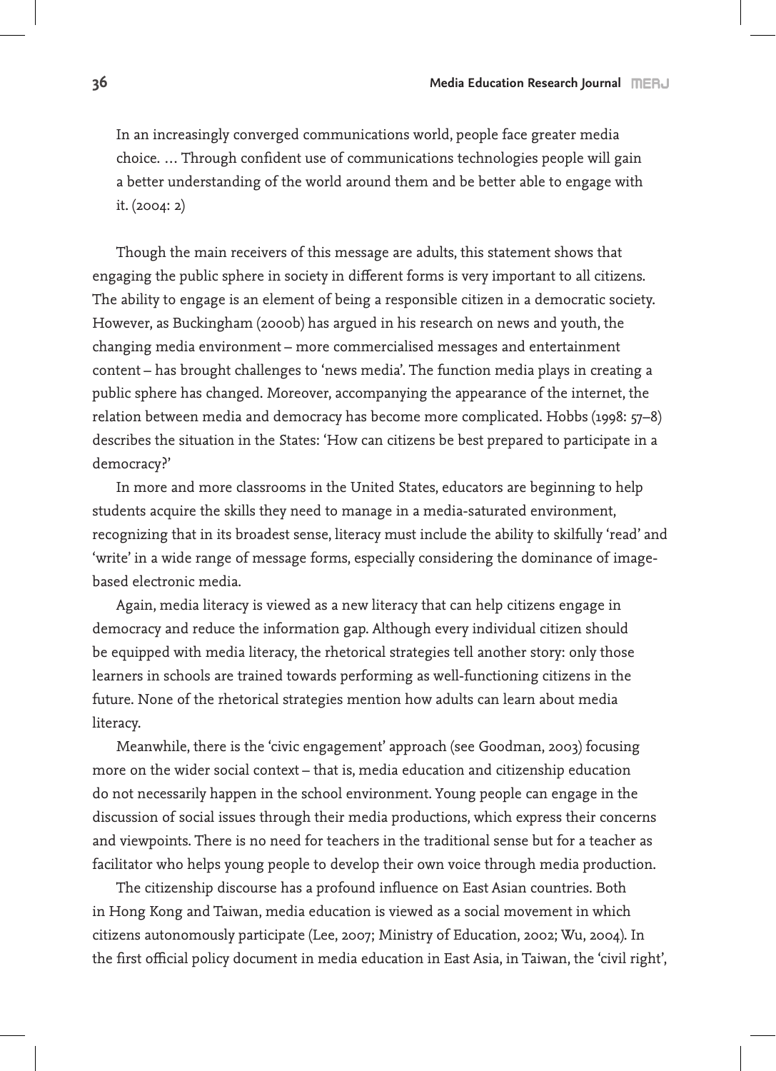> In an increasingly converged communications world, people face greater media choice. … Through confident use of communications technologies people will gain a better understanding of the world around them and be better able to engage with it. (2004: 2)

Though the main receivers of this message are adults, this statement shows that engaging the public sphere in society in different forms is very important to all citizens. The ability to engage is an element of being a responsible citizen in a democratic society. However, as Buckingham (2000b) has argued in his research on news and youth, the changing media environment – more commercialised messages and entertainment content – has brought challenges to 'news media'. The function media plays in creating a public sphere has changed. Moreover, accompanying the appearance of the internet, the relation between media and democracy has become more complicated. Hobbs (1998: 57–8) describes the situation in the States: 'How can citizens be best prepared to participate in a democracy?'

In more and more classrooms in the United States, educators are beginning to help students acquire the skills they need to manage in a media-saturated environment, recognizing that in its broadest sense, literacy must include the ability to skilfully 'read' and 'write' in a wide range of message forms, especially considering the dominance of image-based electronic media.

Again, media literacy is viewed as a new literacy that can help citizens engage in democracy and reduce the information gap. Although every individual citizen should be equipped with media literacy, the rhetorical strategies tell another story: only those learners in schools are trained towards performing as well-functioning citizens in the future. None of the rhetorical strategies mention how adults can learn about media literacy.

Meanwhile, there is the 'civic engagement' approach (see Goodman, 2003) focusing more on the wider social context – that is, media education and citizenship education do not necessarily happen in the school environment. Young people can engage in the discussion of social issues through their media productions, which express their concerns and viewpoints. There is no need for teachers in the traditional sense but for a teacher as facilitator who helps young people to develop their own voice through media production.

The citizenship discourse has a profound influence on East Asian countries. Both in Hong Kong and Taiwan, media education is viewed as a social movement in which citizens autonomously participate (Lee, 2007; Ministry of Education, 2002; Wu, 2004). In the first official policy document in media education in East Asia, in Taiwan, the 'civil right',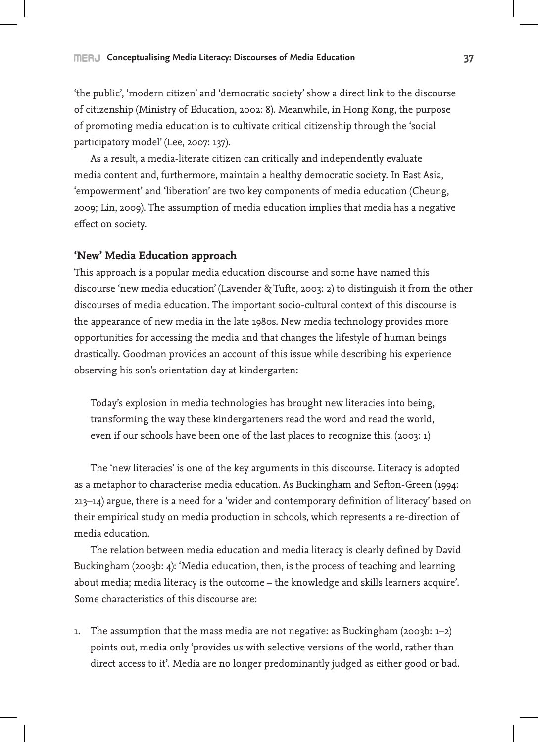'the public', 'modern citizen' and 'democratic society' show a direct link to the discourse of citizenship (Ministry of Education, 2002: 8). Meanwhile, in Hong Kong, the purpose of promoting media education is to cultivate critical citizenship through the 'social participatory model' (Lee, 2007: 137).

As a result, a media-literate citizen can critically and independently evaluate media content and, furthermore, maintain a healthy democratic society. In East Asia, 'empowerment' and 'liberation' are two key components of media education (Cheung, 2009; Lin, 2009). The assumption of media education implies that media has a negative effect on society.

### 'New' Media Education approach

This approach is a popular media education discourse and some have named this discourse 'new media education' (Lavender & Tufte, 2003: 2) to distinguish it from the other discourses of media education. The important socio-cultural context of this discourse is the appearance of new media in the late 1980s. New media technology provides more opportunities for accessing the media and that changes the lifestyle of human beings drastically. Goodman provides an account of this issue while describing his experience observing his son's orientation day at kindergarten:

> Today's explosion in media technologies has brought new literacies into being, transforming the way these kindergarteners read the word and read the world, even if our schools have been one of the last places to recognize this. (2003: 1)

The 'new literacies' is one of the key arguments in this discourse. Literacy is adopted as a metaphor to characterise media education. As Buckingham and Sefton-Green (1994: 213–14) argue, there is a need for a 'wider and contemporary definition of literacy' based on their empirical study on media production in schools, which represents a re-direction of media education.

The relation between media education and media literacy is clearly defined by David Buckingham (2003b: 4): 'Media education, then, is the process of teaching and learning about media; media literacy is the outcome – the knowledge and skills learners acquire'. Some characteristics of this discourse are:

1. The assumption that the mass media are not negative: as Buckingham (2003b: 1–2) points out, media only 'provides us with selective versions of the world, rather than direct access to it'. Media are no longer predominantly judged as either good or bad.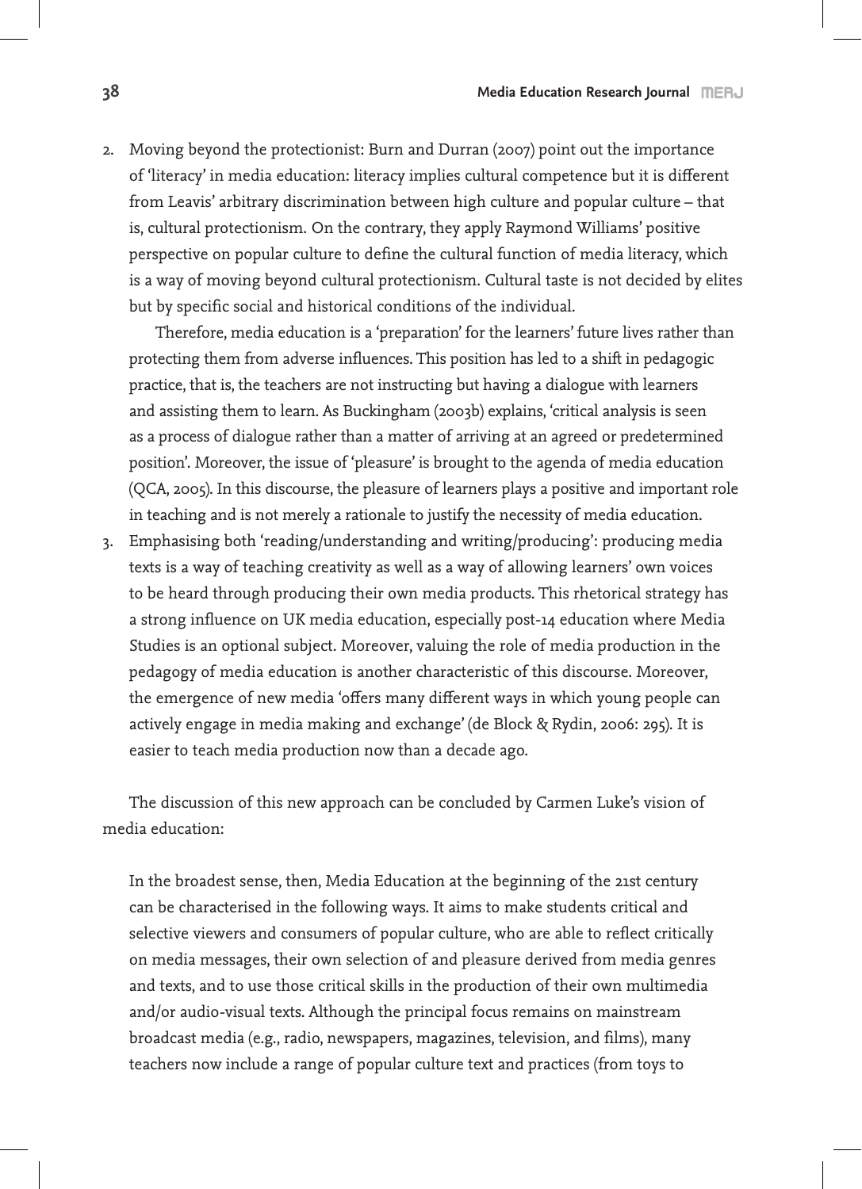2. Moving beyond the protectionist: Burn and Durran (2007) point out the importance of 'literacy' in media education: literacy implies cultural competence but it is different from Leavis' arbitrary discrimination between high culture and popular culture – that is, cultural protectionism. On the contrary, they apply Raymond Williams' positive perspective on popular culture to define the cultural function of media literacy, which is a way of moving beyond cultural protectionism. Cultural taste is not decided by elites but by specific social and historical conditions of the individual.

   Therefore, media education is a 'preparation' for the learners' future lives rather than protecting them from adverse influences. This position has led to a shift in pedagogic practice, that is, the teachers are not instructing but having a dialogue with learners and assisting them to learn. As Buckingham (2003b) explains, 'critical analysis is seen as a process of dialogue rather than a matter of arriving at an agreed or predetermined position'. Moreover, the issue of 'pleasure' is brought to the agenda of media education (QCA, 2005). In this discourse, the pleasure of learners plays a positive and important role in teaching and is not merely a rationale to justify the necessity of media education.

3. Emphasising both 'reading/understanding and writing/producing': producing media texts is a way of teaching creativity as well as a way of allowing learners' own voices to be heard through producing their own media products. This rhetorical strategy has a strong influence on UK media education, especially post-14 education where Media Studies is an optional subject. Moreover, valuing the role of media production in the pedagogy of media education is another characteristic of this discourse. Moreover, the emergence of new media 'offers many different ways in which young people can actively engage in media making and exchange' (de Block & Rydin, 2006: 295). It is easier to teach media production now than a decade ago.

The discussion of this new approach can be concluded by Carmen Luke's vision of media education:

> In the broadest sense, then, Media Education at the beginning of the 21st century can be characterised in the following ways. It aims to make students critical and selective viewers and consumers of popular culture, who are able to reflect critically on media messages, their own selection of and pleasure derived from media genres and texts, and to use those critical skills in the production of their own multimedia and/or audio-visual texts. Although the principal focus remains on mainstream broadcast media (e.g., radio, newspapers, magazines, television, and films), many teachers now include a range of popular culture text and practices (from toys to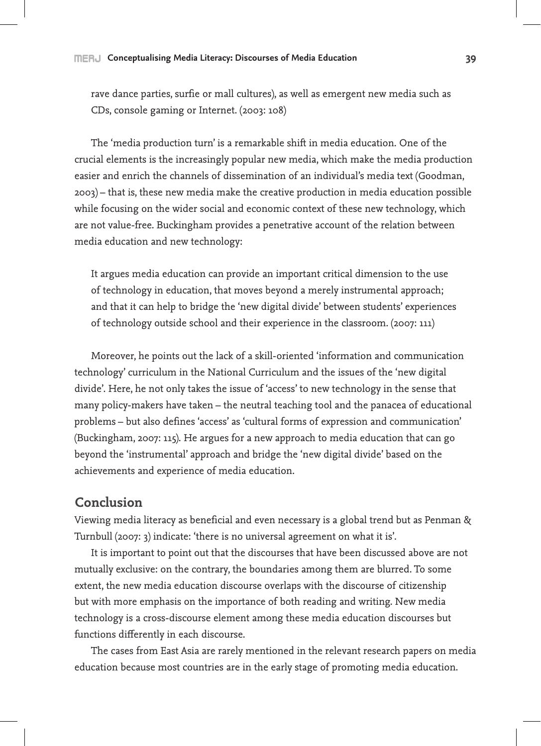rave dance parties, surfie or mall cultures), as well as emergent new media such as CDs, console gaming or Internet. (2003: 108)

The 'media production turn' is a remarkable shift in media education. One of the crucial elements is the increasingly popular new media, which make the media production easier and enrich the channels of dissemination of an individual's media text (Goodman, 2003) – that is, these new media make the creative production in media education possible while focusing on the wider social and economic context of these new technology, which are not value-free. Buckingham provides a penetrative account of the relation between media education and new technology:

> It argues media education can provide an important critical dimension to the use of technology in education, that moves beyond a merely instrumental approach; and that it can help to bridge the 'new digital divide' between students' experiences of technology outside school and their experience in the classroom. (2007: 111)

Moreover, he points out the lack of a skill-oriented 'information and communication technology' curriculum in the National Curriculum and the issues of the 'new digital divide'. Here, he not only takes the issue of 'access' to new technology in the sense that many policy-makers have taken – the neutral teaching tool and the panacea of educational problems – but also defines 'access' as 'cultural forms of expression and communication' (Buckingham, 2007: 115). He argues for a new approach to media education that can go beyond the 'instrumental' approach and bridge the 'new digital divide' based on the achievements and experience of media education.

## Conclusion

Viewing media literacy as beneficial and even necessary is a global trend but as Penman & Turnbull (2007: 3) indicate: 'there is no universal agreement on what it is'.

It is important to point out that the discourses that have been discussed above are not mutually exclusive: on the contrary, the boundaries among them are blurred. To some extent, the new media education discourse overlaps with the discourse of citizenship but with more emphasis on the importance of both reading and writing. New media technology is a cross-discourse element among these media education discourses but functions differently in each discourse.

The cases from East Asia are rarely mentioned in the relevant research papers on media education because most countries are in the early stage of promoting media education.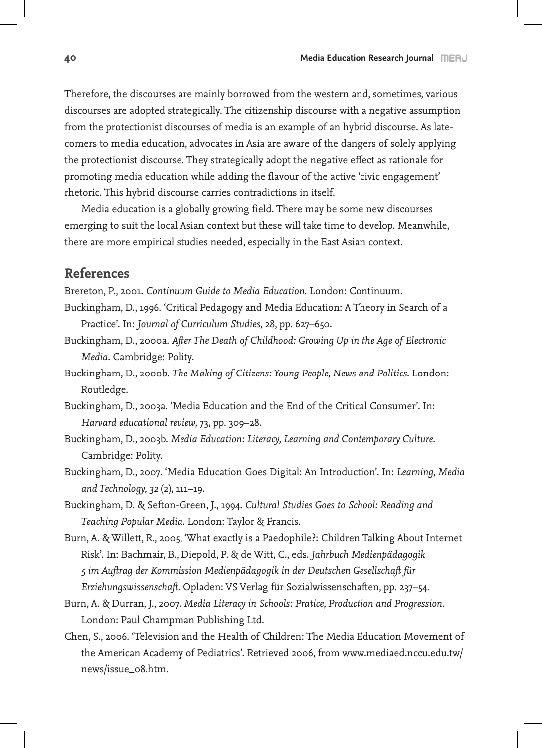Therefore, the discourses are mainly borrowed from the western and, sometimes, various discourses are adopted strategically. The citizenship discourse with a negative assumption from the protectionist discourses of media is an example of an hybrid discourse. As late-comers to media education, advocates in Asia are aware of the dangers of solely applying the protectionist discourse. They strategically adopt the negative effect as rationale for promoting media education while adding the flavour of the active 'civic engagement' rhetoric. This hybrid discourse carries contradictions in itself.

Media education is a globally growing field. There may be some new discourses emerging to suit the local Asian context but these will take time to develop. Meanwhile, there are more empirical studies needed, especially in the East Asian context.

## References

Brereton, P., 2001. *Continuum Guide to Media Education.* London: Continuum.

Buckingham, D., 1996. 'Critical Pedagogy and Media Education: A Theory in Search of a Practice'. In: *Journal of Curriculum Studies,* 28, pp. 627–650.

Buckingham, D., 2000a. *After The Death of Childhood: Growing Up in the Age of Electronic Media*. Cambridge: Polity.

Buckingham, D., 2000b. *The Making of Citizens: Young People, News and Politics.* London: Routledge.

Buckingham, D., 2003a. 'Media Education and the End of the Critical Consumer'. In: *Harvard educational review,* 73, pp. 309–28.

Buckingham, D., 2003b. *Media Education: Literacy, Learning and Contemporary Culture*. Cambridge: Polity.

Buckingham, D., 2007. 'Media Education Goes Digital: An Introduction'. In: *Learning, Media and Technology, 32* (2), 111–19.

Buckingham, D. & Sefton-Green, J., 1994. *Cultural Studies Goes to School: Reading and Teaching Popular Media*. London: Taylor & Francis.

Burn, A. & Willett, R., 2005, 'What exactly is a Paedophile?: Children Talking About Internet Risk'. In: Bachmair, B., Diepold, P. & de Witt, C., eds. *Jahrbuch Medienpädagogik 5 im Auftrag der Kommission Medienpädagogik in der Deutschen Gesellschaft für Erziehungswissenschaft.* Opladen: VS Verlag für Sozialwissenschaften, pp. 237–54.

Burn, A. & Durran, J., 2007. *Media Literacy in Schools: Pratice, Production and Progression*. London: Paul Champman Publishing Ltd.

Chen, S., 2006. 'Television and the Health of Children: The Media Education Movement of the American Academy of Pediatrics'. Retrieved 2006, from www.mediaed.nccu.edu.tw/news/issue_08.htm.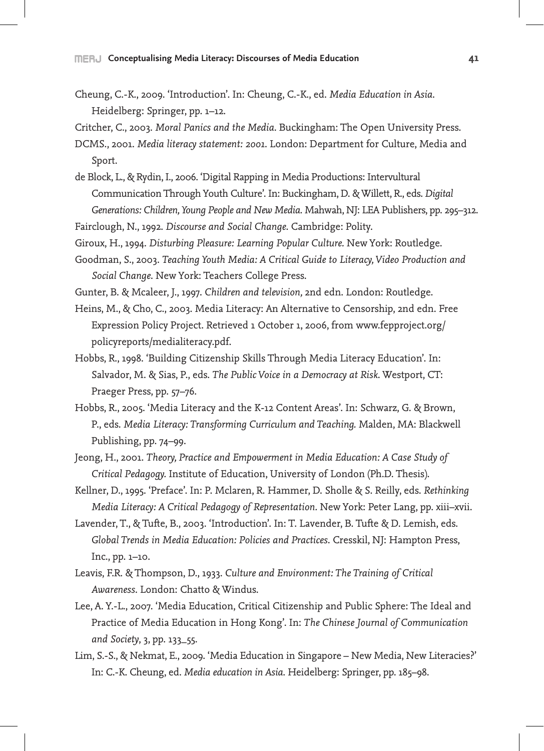Cheung, C.-K., 2009. 'Introduction'. In: Cheung, C.-K., ed. *Media Education in Asia*. Heidelberg: Springer, pp. 1–12.

Critcher, C., 2003. *Moral Panics and the Media*. Buckingham: The Open University Press.

DCMS., 2001. *Media literacy statement: 2001*. London: Department for Culture, Media and Sport.

de Block, L., & Rydin, I., 2006. 'Digital Rapping in Media Productions: Intervultural Communication Through Youth Culture'. In: Buckingham, D. & Willett, R., eds. *Digital Generations: Children, Young People and New Media*. Mahwah, NJ: LEA Publishers, pp. 295–312.

Fairclough, N., 1992. *Discourse and Social Change*. Cambridge: Polity.

Giroux, H., 1994. *Disturbing Pleasure: Learning Popular Culture*. New York: Routledge.

Goodman, S., 2003. *Teaching Youth Media: A Critical Guide to Literacy, Video Production and Social Change*. New York: Teachers College Press.

Gunter, B. & Mcaleer, J., 1997. *Children and television*, 2nd edn. London: Routledge.

Heins, M., & Cho, C., 2003. Media Literacy: An Alternative to Censorship, 2nd edn. Free Expression Policy Project. Retrieved 1 October 1, 2006, from www.fepproject.org/policyreports/medialiteracy.pdf.

Hobbs, R., 1998. 'Building Citizenship Skills Through Media Literacy Education'. In: Salvador, M. & Sias, P., eds. *The Public Voice in a Democracy at Risk*. Westport, CT: Praeger Press, pp. 57–76.

Hobbs, R., 2005. 'Media Literacy and the K-12 Content Areas'. In: Schwarz, G. & Brown, P., eds. *Media Literacy: Transforming Curriculum and Teaching*. Malden, MA: Blackwell Publishing, pp. 74–99.

Jeong, H., 2001. *Theory, Practice and Empowerment in Media Education: A Case Study of Critical Pedagogy*. Institute of Education, University of London (Ph.D. Thesis).

Kellner, D., 1995. 'Preface'. In: P. Mclaren, R. Hammer, D. Sholle & S. Reilly, eds. *Rethinking Media Literacy: A Critical Pedagogy of Representation*. New York: Peter Lang, pp. xiii–xvii.

Lavender, T., & Tufte, B., 2003. 'Introduction'. In: T. Lavender, B. Tufte & D. Lemish, eds. *Global Trends in Media Education: Policies and Practices*. Cresskil, NJ: Hampton Press, Inc., pp. 1–10.

Leavis, F.R. & Thompson, D., 1933. *Culture and Environment: The Training of Critical Awareness*. London: Chatto & Windus.

Lee, A. Y.-L., 2007. 'Media Education, Critical Citizenship and Public Sphere: The Ideal and Practice of Media Education in Hong Kong'. In: *The Chinese Journal of Communication and Society*, 3, pp. 133–55.

Lim, S.-S., & Nekmat, E., 2009. 'Media Education in Singapore – New Media, New Literacies?' In: C.-K. Cheung, ed. *Media education in Asia*. Heidelberg: Springer, pp. 185–98.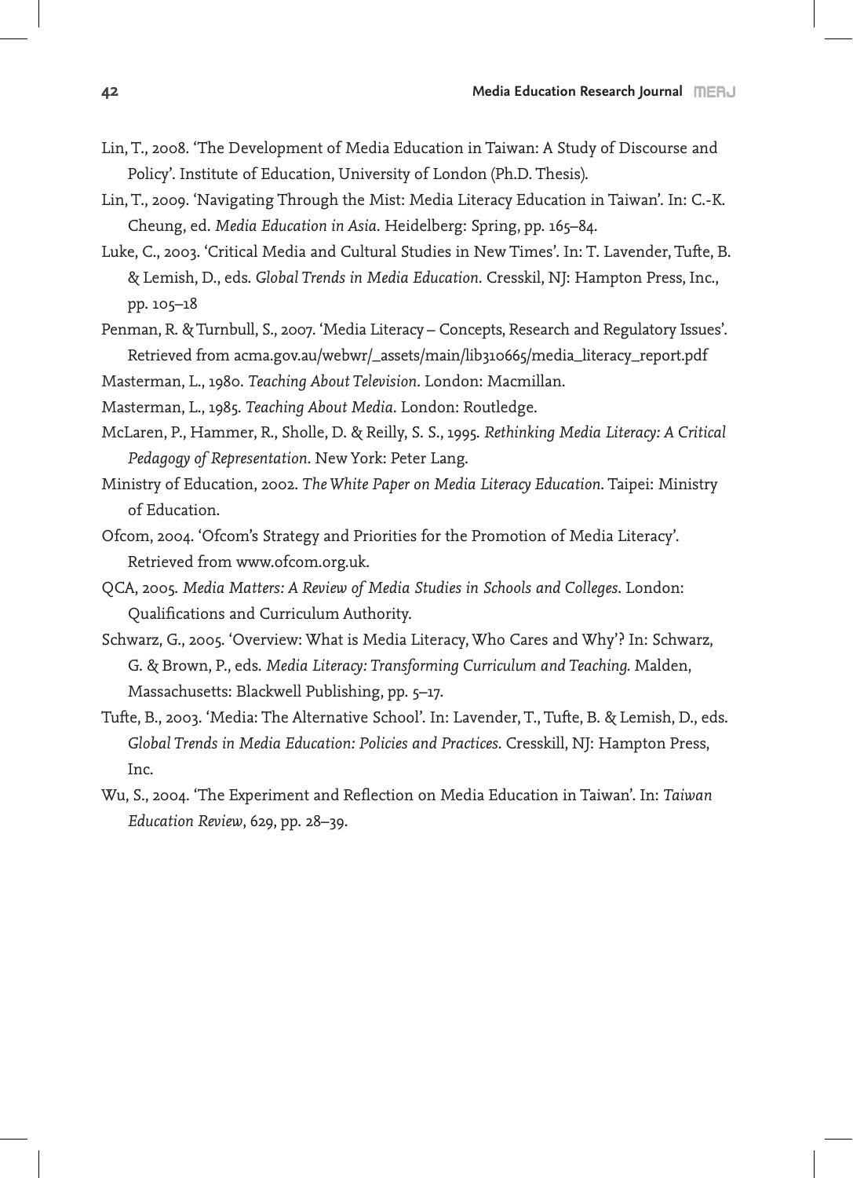Lin, T., 2008. 'The Development of Media Education in Taiwan: A Study of Discourse and Policy'. Institute of Education, University of London (Ph.D. Thesis).

Lin, T., 2009. 'Navigating Through the Mist: Media Literacy Education in Taiwan'. In: C.-K. Cheung, ed. *Media Education in Asia*. Heidelberg: Spring, pp. 165–84.

Luke, C., 2003. 'Critical Media and Cultural Studies in New Times'. In: T. Lavender, Tufte, B. & Lemish, D., eds. *Global Trends in Media Education*. Cresskil, NJ: Hampton Press, Inc., pp. 105–18

Penman, R. & Turnbull, S., 2007. 'Media Literacy – Concepts, Research and Regulatory Issues'. Retrieved from acma.gov.au/webwr/_assets/main/lib310665/media_literacy_report.pdf

Masterman, L., 1980. *Teaching About Television*. London: Macmillan.

Masterman, L., 1985. *Teaching About Media*. London: Routledge.

McLaren, P., Hammer, R., Sholle, D. & Reilly, S. S., 1995. *Rethinking Media Literacy: A Critical Pedagogy of Representation*. New York: Peter Lang.

Ministry of Education, 2002. *The White Paper on Media Literacy Education*. Taipei: Ministry of Education.

Ofcom, 2004. 'Ofcom's Strategy and Priorities for the Promotion of Media Literacy'. Retrieved from www.ofcom.org.uk.

QCA, 2005. *Media Matters: A Review of Media Studies in Schools and Colleges*. London: Qualifications and Curriculum Authority.

Schwarz, G., 2005. 'Overview: What is Media Literacy, Who Cares and Why'? In: Schwarz, G. & Brown, P., eds. *Media Literacy: Transforming Curriculum and Teaching*. Malden, Massachusetts: Blackwell Publishing, pp. 5–17.

Tufte, B., 2003. 'Media: The Alternative School'. In: Lavender, T., Tufte, B. & Lemish, D., eds. *Global Trends in Media Education: Policies and Practices*. Cresskill, NJ: Hampton Press, Inc.

Wu, S., 2004. 'The Experiment and Reflection on Media Education in Taiwan'. In: *Taiwan Education Review*, 629, pp. 28–39.